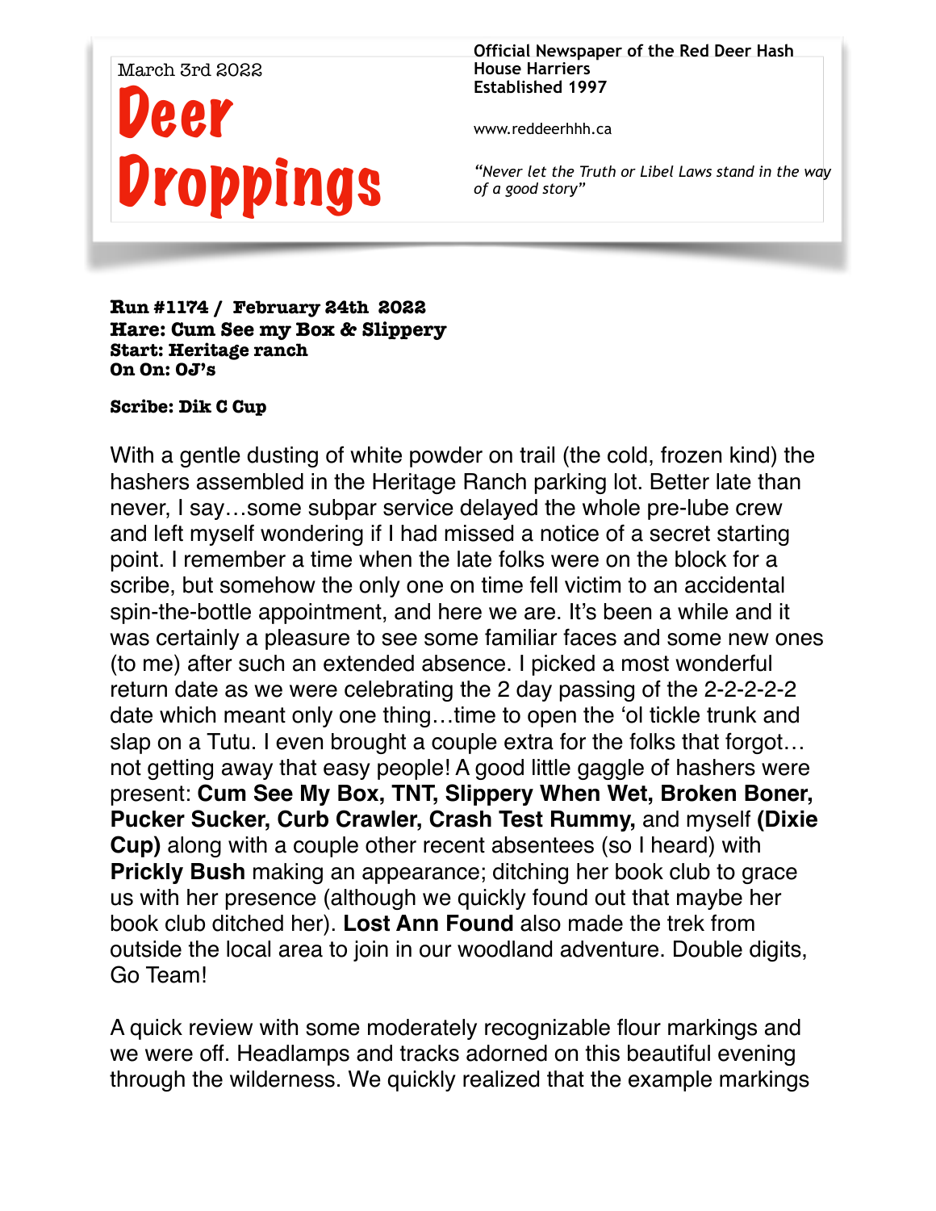March 3rd 2022

# Deer Droppings

**Official Newspaper of the Red Deer Hash House Harriers**
**Established 1997**

www.reddeerhhh.ca

*"Never let the Truth or Libel Laws stand in the way of a good story"*

**Run #1174 / February 24th 2022**
**Hare: Cum See my Box & Slippery**
**Start: Heritage ranch**
**On On: OJ's**

**Scribe: Dik C Cup**

With a gentle dusting of white powder on trail (the cold, frozen kind) the hashers assembled in the Heritage Ranch parking lot. Better late than never, I say…some subpar service delayed the whole pre-lube crew and left myself wondering if I had missed a notice of a secret starting point. I remember a time when the late folks were on the block for a scribe, but somehow the only one on time fell victim to an accidental spin-the-bottle appointment, and here we are. It's been a while and it was certainly a pleasure to see some familiar faces and some new ones (to me) after such an extended absence. I picked a most wonderful return date as we were celebrating the 2 day passing of the 2-2-2-2-2 date which meant only one thing…time to open the 'ol tickle trunk and slap on a Tutu. I even brought a couple extra for the folks that forgot… not getting away that easy people! A good little gaggle of hashers were present: **Cum See My Box, TNT, Slippery When Wet, Broken Boner, Pucker Sucker, Curb Crawler, Crash Test Rummy,** and myself **(Dixie Cup)** along with a couple other recent absentees (so I heard) with **Prickly Bush** making an appearance; ditching her book club to grace us with her presence (although we quickly found out that maybe her book club ditched her). **Lost Ann Found** also made the trek from outside the local area to join in our woodland adventure. Double digits, Go Team!

A quick review with some moderately recognizable flour markings and we were off. Headlamps and tracks adorned on this beautiful evening through the wilderness. We quickly realized that the example markings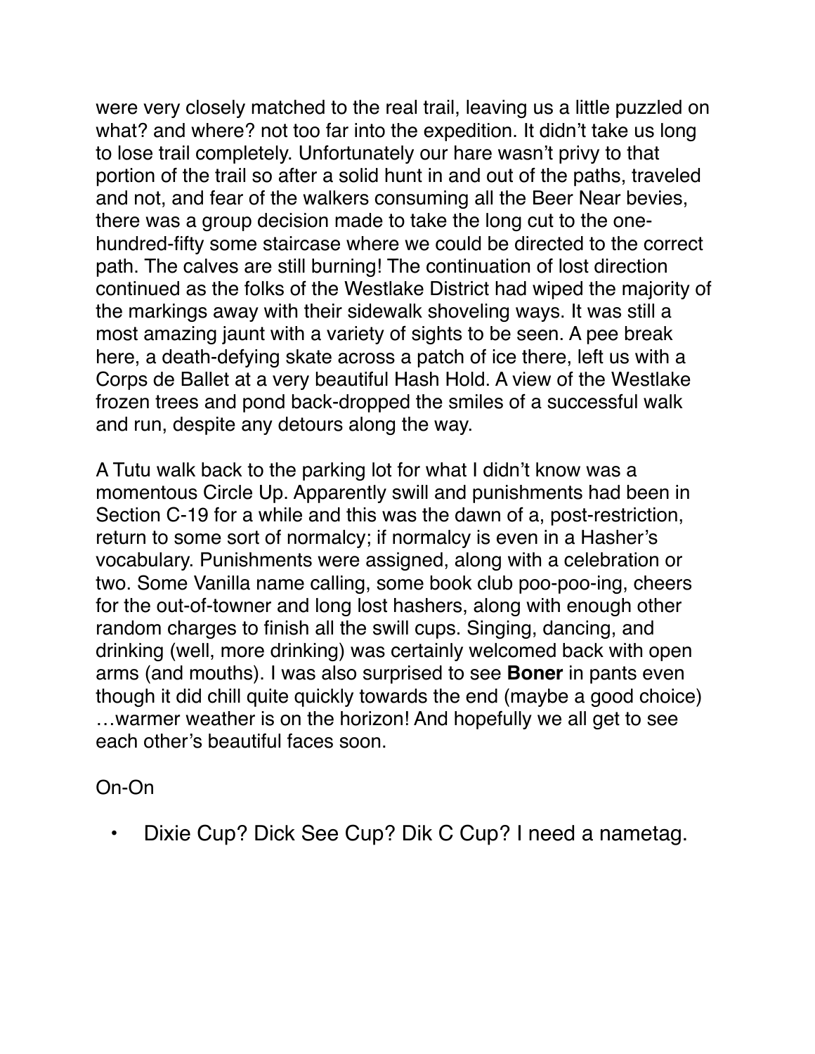were very closely matched to the real trail, leaving us a little puzzled on what? and where? not too far into the expedition. It didn't take us long to lose trail completely. Unfortunately our hare wasn't privy to that portion of the trail so after a solid hunt in and out of the paths, traveled and not, and fear of the walkers consuming all the Beer Near bevies, there was a group decision made to take the long cut to the one-hundred-fifty some staircase where we could be directed to the correct path. The calves are still burning! The continuation of lost direction continued as the folks of the Westlake District had wiped the majority of the markings away with their sidewalk shoveling ways. It was still a most amazing jaunt with a variety of sights to be seen. A pee break here, a death-defying skate across a patch of ice there, left us with a Corps de Ballet at a very beautiful Hash Hold. A view of the Westlake frozen trees and pond back-dropped the smiles of a successful walk and run, despite any detours along the way.

A Tutu walk back to the parking lot for what I didn't know was a momentous Circle Up. Apparently swill and punishments had been in Section C-19 for a while and this was the dawn of a, post-restriction, return to some sort of normalcy; if normalcy is even in a Hasher's vocabulary. Punishments were assigned, along with a celebration or two. Some Vanilla name calling, some book club poo-poo-ing, cheers for the out-of-towner and long lost hashers, along with enough other random charges to finish all the swill cups. Singing, dancing, and drinking (well, more drinking) was certainly welcomed back with open arms (and mouths). I was also surprised to see **Boner** in pants even though it did chill quite quickly towards the end (maybe a good choice) …warmer weather is on the horizon! And hopefully we all get to see each other's beautiful faces soon.

On-On

- Dixie Cup? Dick See Cup? Dik C Cup? I need a nametag.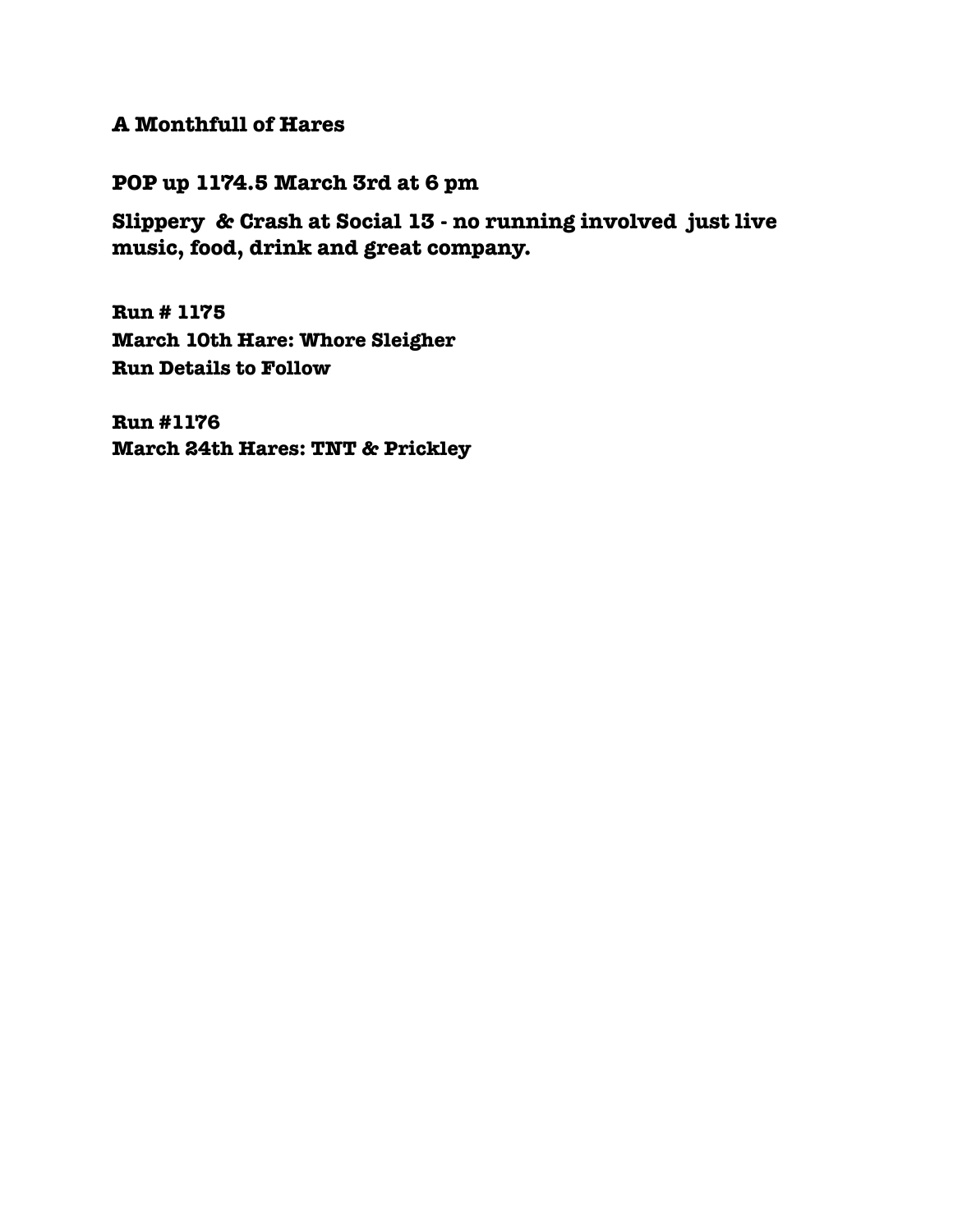**A Monthfull of Hares**

**POP up 1174.5 March 3rd at 6 pm**

**Slippery & Crash at Social 13 - no running involved just live music, food, drink and great company.**

**Run # 1175**
**March 10th Hare: Whore Sleigher**
**Run Details to Follow**

**Run #1176**
**March 24th Hares: TNT & Prickley**